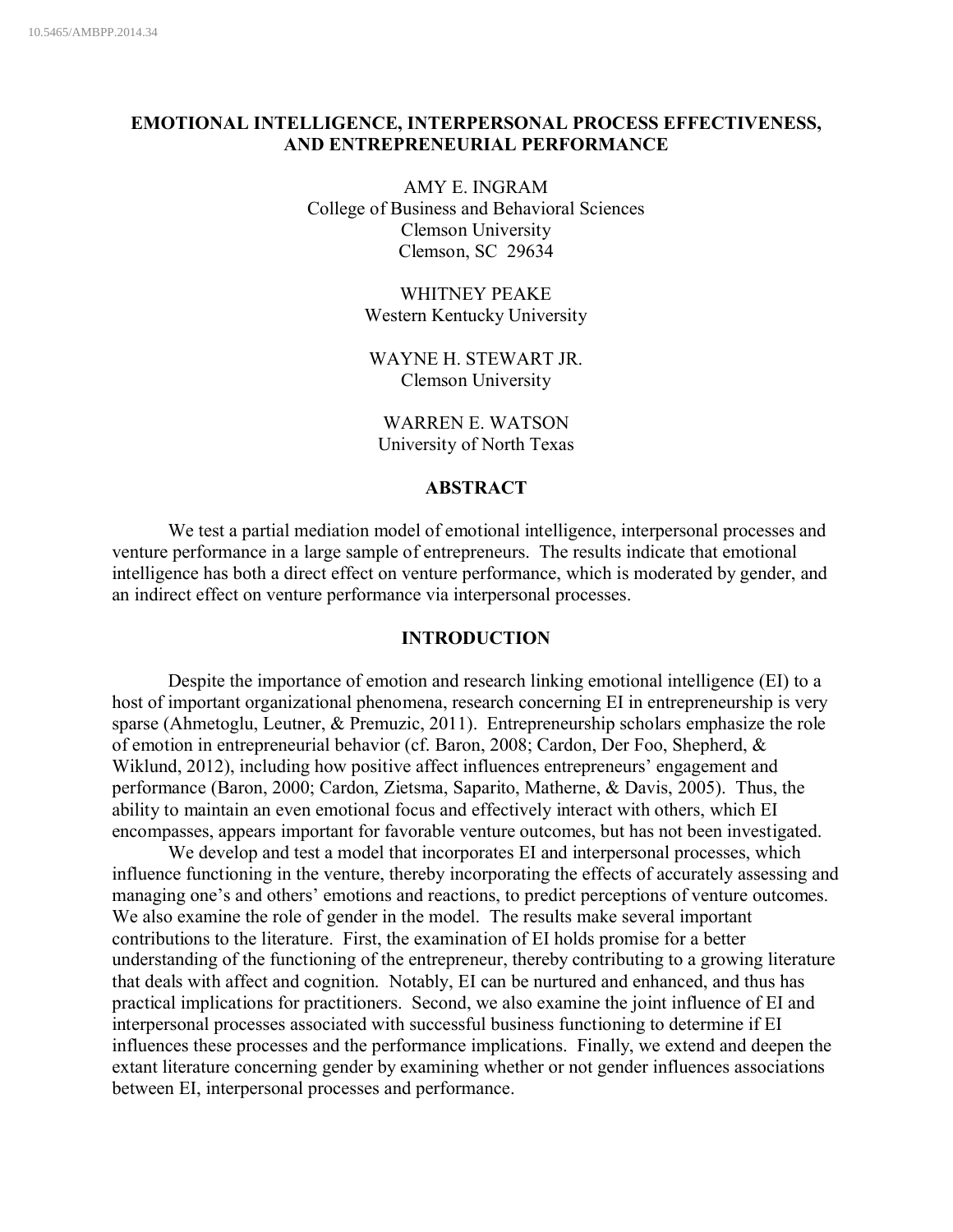10.5465/AMBPP.2014.34

# EMOTIONAL INTELLIGENCE, INTERPERSONAL PROCESS EFFECTIVENESS, AND ENTREPRENEURIAL PERFORMANCE

AMY E. INGRAM
College of Business and Behavioral Sciences
Clemson University
Clemson, SC 29634

WHITNEY PEAKE
Western Kentucky University

WAYNE H. STEWART JR.
Clemson University

WARREN E. WATSON
University of North Texas

## ABSTRACT

We test a partial mediation model of emotional intelligence, interpersonal processes and venture performance in a large sample of entrepreneurs. The results indicate that emotional intelligence has both a direct effect on venture performance, which is moderated by gender, and an indirect effect on venture performance via interpersonal processes.

## INTRODUCTION

Despite the importance of emotion and research linking emotional intelligence (EI) to a host of important organizational phenomena, research concerning EI in entrepreneurship is very sparse (Ahmetoglu, Leutner, & Premuzic, 2011). Entrepreneurship scholars emphasize the role of emotion in entrepreneurial behavior (cf. Baron, 2008; Cardon, Der Foo, Shepherd, & Wiklund, 2012), including how positive affect influences entrepreneurs' engagement and performance (Baron, 2000; Cardon, Zietsma, Saparito, Matherne, & Davis, 2005). Thus, the ability to maintain an even emotional focus and effectively interact with others, which EI encompasses, appears important for favorable venture outcomes, but has not been investigated.

We develop and test a model that incorporates EI and interpersonal processes, which influence functioning in the venture, thereby incorporating the effects of accurately assessing and managing one's and others' emotions and reactions, to predict perceptions of venture outcomes. We also examine the role of gender in the model. The results make several important contributions to the literature. First, the examination of EI holds promise for a better understanding of the functioning of the entrepreneur, thereby contributing to a growing literature that deals with affect and cognition. Notably, EI can be nurtured and enhanced, and thus has practical implications for practitioners. Second, we also examine the joint influence of EI and interpersonal processes associated with successful business functioning to determine if EI influences these processes and the performance implications. Finally, we extend and deepen the extant literature concerning gender by examining whether or not gender influences associations between EI, interpersonal processes and performance.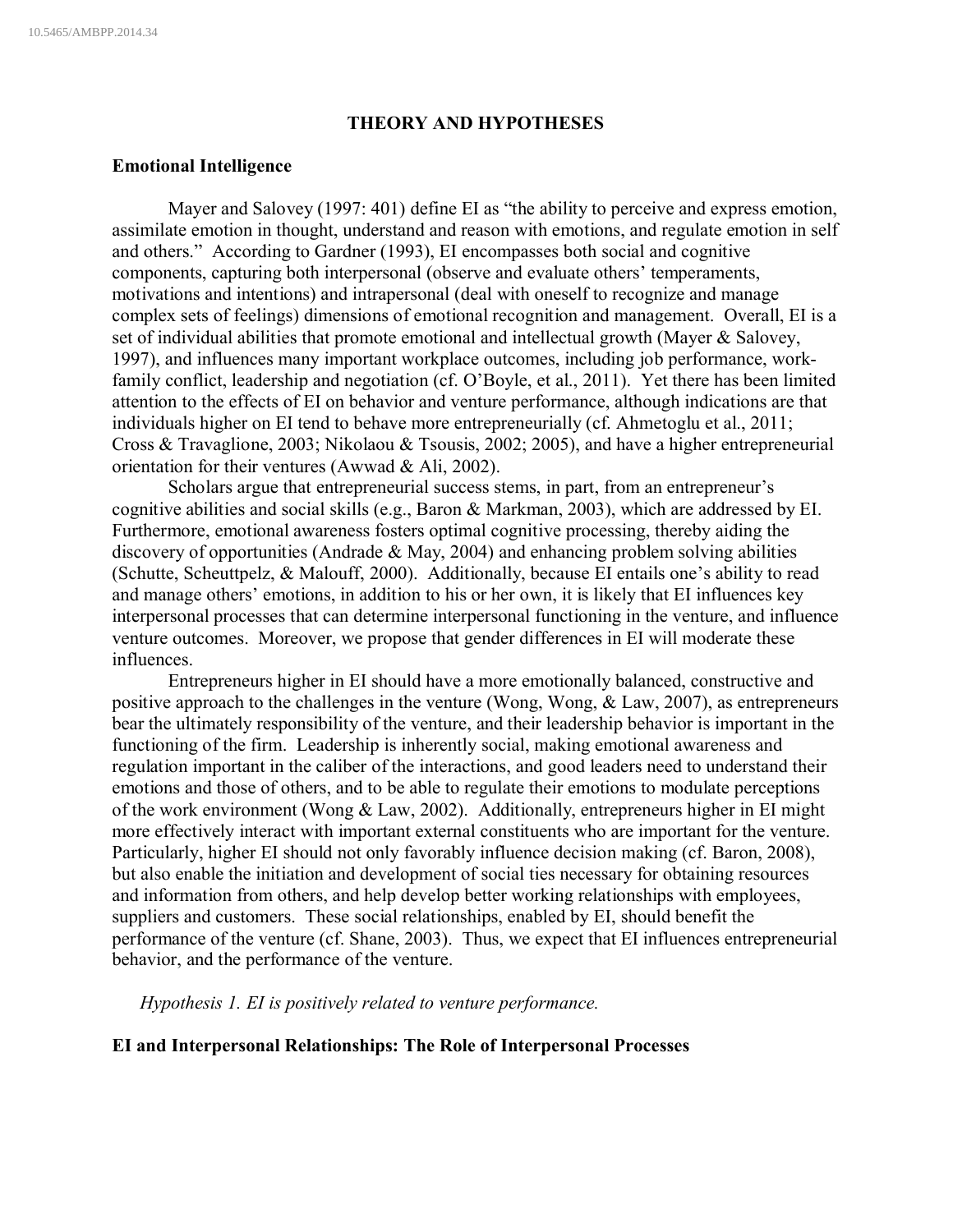## THEORY AND HYPOTHESES

### Emotional Intelligence

Mayer and Salovey (1997: 401) define EI as "the ability to perceive and express emotion, assimilate emotion in thought, understand and reason with emotions, and regulate emotion in self and others." According to Gardner (1993), EI encompasses both social and cognitive components, capturing both interpersonal (observe and evaluate others' temperaments, motivations and intentions) and intrapersonal (deal with oneself to recognize and manage complex sets of feelings) dimensions of emotional recognition and management. Overall, EI is a set of individual abilities that promote emotional and intellectual growth (Mayer & Salovey, 1997), and influences many important workplace outcomes, including job performance, work-family conflict, leadership and negotiation (cf. O'Boyle, et al., 2011). Yet there has been limited attention to the effects of EI on behavior and venture performance, although indications are that individuals higher on EI tend to behave more entrepreneurially (cf. Ahmetoglu et al., 2011; Cross & Travaglione, 2003; Nikolaou & Tsousis, 2002; 2005), and have a higher entrepreneurial orientation for their ventures (Awwad & Ali, 2002).

Scholars argue that entrepreneurial success stems, in part, from an entrepreneur's cognitive abilities and social skills (e.g., Baron & Markman, 2003), which are addressed by EI. Furthermore, emotional awareness fosters optimal cognitive processing, thereby aiding the discovery of opportunities (Andrade & May, 2004) and enhancing problem solving abilities (Schutte, Scheuttpelz, & Malouff, 2000). Additionally, because EI entails one's ability to read and manage others' emotions, in addition to his or her own, it is likely that EI influences key interpersonal processes that can determine interpersonal functioning in the venture, and influence venture outcomes. Moreover, we propose that gender differences in EI will moderate these influences.

Entrepreneurs higher in EI should have a more emotionally balanced, constructive and positive approach to the challenges in the venture (Wong, Wong, & Law, 2007), as entrepreneurs bear the ultimately responsibility of the venture, and their leadership behavior is important in the functioning of the firm. Leadership is inherently social, making emotional awareness and regulation important in the caliber of the interactions, and good leaders need to understand their emotions and those of others, and to be able to regulate their emotions to modulate perceptions of the work environment (Wong & Law, 2002). Additionally, entrepreneurs higher in EI might more effectively interact with important external constituents who are important for the venture. Particularly, higher EI should not only favorably influence decision making (cf. Baron, 2008), but also enable the initiation and development of social ties necessary for obtaining resources and information from others, and help develop better working relationships with employees, suppliers and customers. These social relationships, enabled by EI, should benefit the performance of the venture (cf. Shane, 2003). Thus, we expect that EI influences entrepreneurial behavior, and the performance of the venture.

*Hypothesis 1. EI is positively related to venture performance.*

### EI and Interpersonal Relationships: The Role of Interpersonal Processes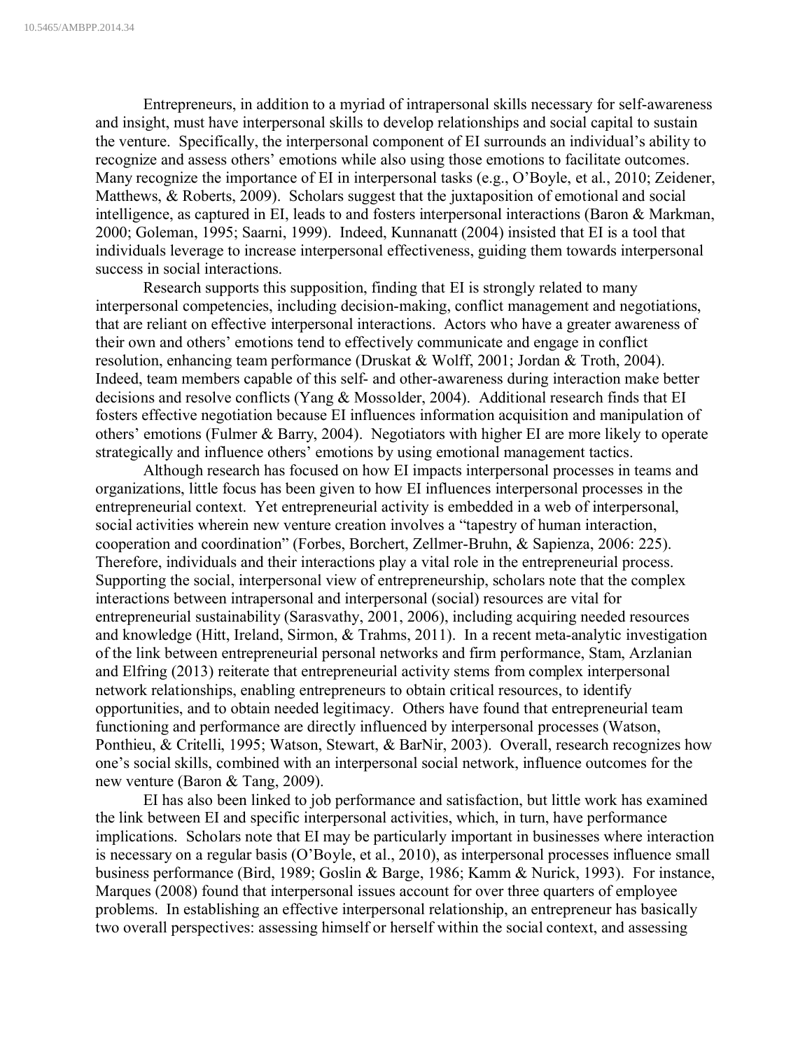Entrepreneurs, in addition to a myriad of intrapersonal skills necessary for self-awareness and insight, must have interpersonal skills to develop relationships and social capital to sustain the venture. Specifically, the interpersonal component of EI surrounds an individual's ability to recognize and assess others' emotions while also using those emotions to facilitate outcomes. Many recognize the importance of EI in interpersonal tasks (e.g., O'Boyle, et al., 2010; Zeidener, Matthews, & Roberts, 2009). Scholars suggest that the juxtaposition of emotional and social intelligence, as captured in EI, leads to and fosters interpersonal interactions (Baron & Markman, 2000; Goleman, 1995; Saarni, 1999). Indeed, Kunnanatt (2004) insisted that EI is a tool that individuals leverage to increase interpersonal effectiveness, guiding them towards interpersonal success in social interactions.

Research supports this supposition, finding that EI is strongly related to many interpersonal competencies, including decision-making, conflict management and negotiations, that are reliant on effective interpersonal interactions. Actors who have a greater awareness of their own and others' emotions tend to effectively communicate and engage in conflict resolution, enhancing team performance (Druskat & Wolff, 2001; Jordan & Troth, 2004). Indeed, team members capable of this self- and other-awareness during interaction make better decisions and resolve conflicts (Yang & Mossolder, 2004). Additional research finds that EI fosters effective negotiation because EI influences information acquisition and manipulation of others' emotions (Fulmer & Barry, 2004). Negotiators with higher EI are more likely to operate strategically and influence others' emotions by using emotional management tactics.

Although research has focused on how EI impacts interpersonal processes in teams and organizations, little focus has been given to how EI influences interpersonal processes in the entrepreneurial context. Yet entrepreneurial activity is embedded in a web of interpersonal, social activities wherein new venture creation involves a "tapestry of human interaction, cooperation and coordination" (Forbes, Borchert, Zellmer-Bruhn, & Sapienza, 2006: 225). Therefore, individuals and their interactions play a vital role in the entrepreneurial process. Supporting the social, interpersonal view of entrepreneurship, scholars note that the complex interactions between intrapersonal and interpersonal (social) resources are vital for entrepreneurial sustainability (Sarasvathy, 2001, 2006), including acquiring needed resources and knowledge (Hitt, Ireland, Sirmon, & Trahms, 2011). In a recent meta-analytic investigation of the link between entrepreneurial personal networks and firm performance, Stam, Arzlanian and Elfring (2013) reiterate that entrepreneurial activity stems from complex interpersonal network relationships, enabling entrepreneurs to obtain critical resources, to identify opportunities, and to obtain needed legitimacy. Others have found that entrepreneurial team functioning and performance are directly influenced by interpersonal processes (Watson, Ponthieu, & Critelli, 1995; Watson, Stewart, & BarNir, 2003). Overall, research recognizes how one's social skills, combined with an interpersonal social network, influence outcomes for the new venture (Baron & Tang, 2009).

EI has also been linked to job performance and satisfaction, but little work has examined the link between EI and specific interpersonal activities, which, in turn, have performance implications. Scholars note that EI may be particularly important in businesses where interaction is necessary on a regular basis (O'Boyle, et al., 2010), as interpersonal processes influence small business performance (Bird, 1989; Goslin & Barge, 1986; Kamm & Nurick, 1993). For instance, Marques (2008) found that interpersonal issues account for over three quarters of employee problems. In establishing an effective interpersonal relationship, an entrepreneur has basically two overall perspectives: assessing himself or herself within the social context, and assessing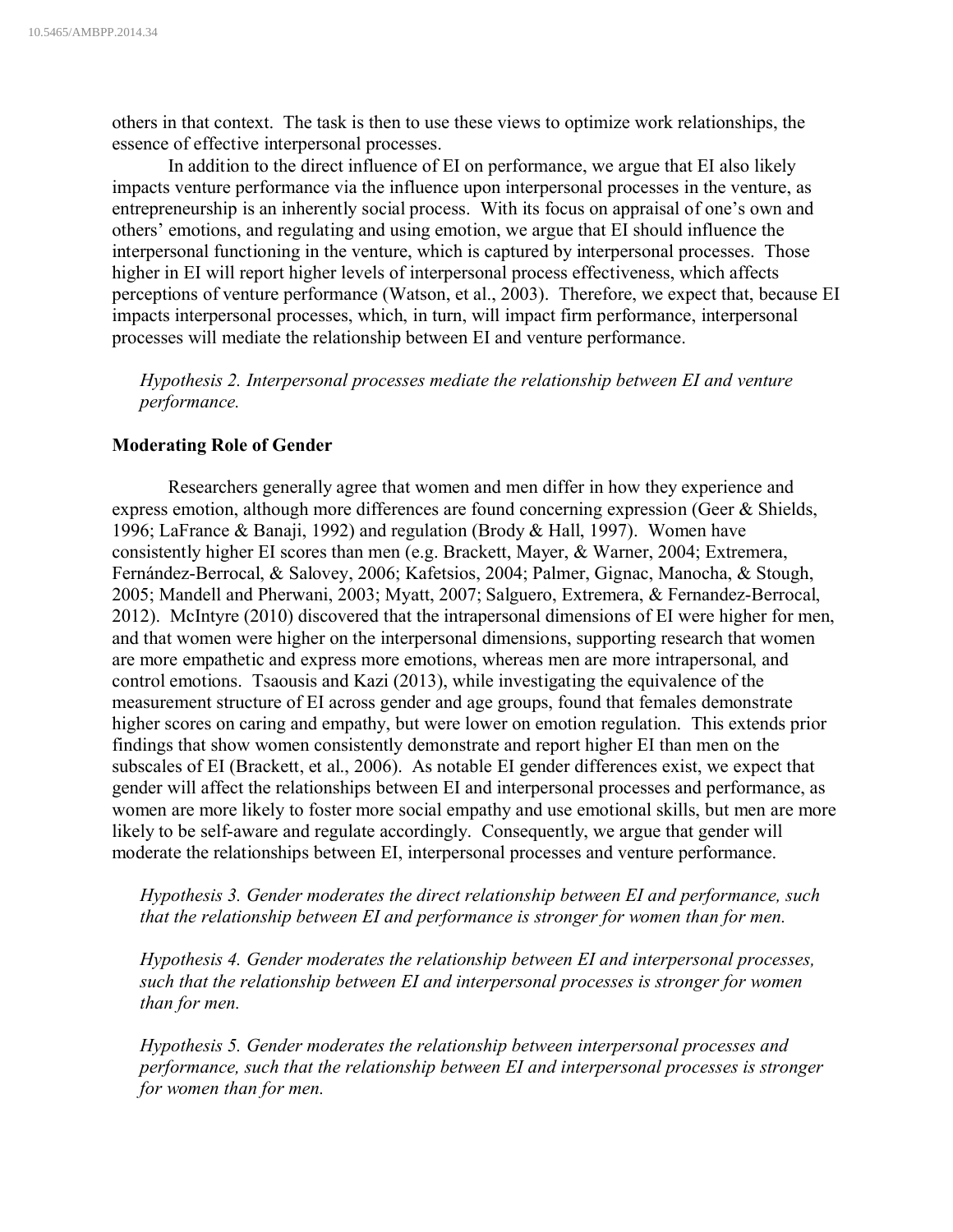others in that context. The task is then to use these views to optimize work relationships, the essence of effective interpersonal processes.

In addition to the direct influence of EI on performance, we argue that EI also likely impacts venture performance via the influence upon interpersonal processes in the venture, as entrepreneurship is an inherently social process. With its focus on appraisal of one's own and others' emotions, and regulating and using emotion, we argue that EI should influence the interpersonal functioning in the venture, which is captured by interpersonal processes. Those higher in EI will report higher levels of interpersonal process effectiveness, which affects perceptions of venture performance (Watson, et al., 2003). Therefore, we expect that, because EI impacts interpersonal processes, which, in turn, will impact firm performance, interpersonal processes will mediate the relationship between EI and venture performance.

*Hypothesis 2. Interpersonal processes mediate the relationship between EI and venture performance.*

## Moderating Role of Gender

Researchers generally agree that women and men differ in how they experience and express emotion, although more differences are found concerning expression (Geer & Shields, 1996; LaFrance & Banaji, 1992) and regulation (Brody & Hall, 1997). Women have consistently higher EI scores than men (e.g. Brackett, Mayer, & Warner, 2004; Extremera, Fernández-Berrocal, & Salovey, 2006; Kafetsios, 2004; Palmer, Gignac, Manocha, & Stough, 2005; Mandell and Pherwani, 2003; Myatt, 2007; Salguero, Extremera, & Fernandez-Berrocal, 2012). McIntyre (2010) discovered that the intrapersonal dimensions of EI were higher for men, and that women were higher on the interpersonal dimensions, supporting research that women are more empathetic and express more emotions, whereas men are more intrapersonal, and control emotions. Tsaousis and Kazi (2013), while investigating the equivalence of the measurement structure of EI across gender and age groups, found that females demonstrate higher scores on caring and empathy, but were lower on emotion regulation. This extends prior findings that show women consistently demonstrate and report higher EI than men on the subscales of EI (Brackett, et al., 2006). As notable EI gender differences exist, we expect that gender will affect the relationships between EI and interpersonal processes and performance, as women are more likely to foster more social empathy and use emotional skills, but men are more likely to be self-aware and regulate accordingly. Consequently, we argue that gender will moderate the relationships between EI, interpersonal processes and venture performance.

*Hypothesis 3. Gender moderates the direct relationship between EI and performance, such that the relationship between EI and performance is stronger for women than for men.*

*Hypothesis 4. Gender moderates the relationship between EI and interpersonal processes, such that the relationship between EI and interpersonal processes is stronger for women than for men.*

*Hypothesis 5. Gender moderates the relationship between interpersonal processes and performance, such that the relationship between EI and interpersonal processes is stronger for women than for men.*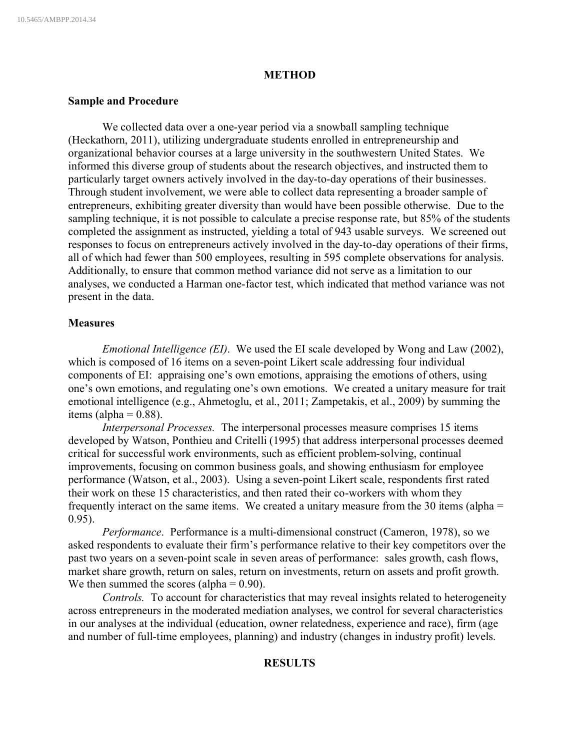## METHOD

### Sample and Procedure

We collected data over a one-year period via a snowball sampling technique (Heckathorn, 2011), utilizing undergraduate students enrolled in entrepreneurship and organizational behavior courses at a large university in the southwestern United States. We informed this diverse group of students about the research objectives, and instructed them to particularly target owners actively involved in the day-to-day operations of their businesses. Through student involvement, we were able to collect data representing a broader sample of entrepreneurs, exhibiting greater diversity than would have been possible otherwise. Due to the sampling technique, it is not possible to calculate a precise response rate, but 85% of the students completed the assignment as instructed, yielding a total of 943 usable surveys. We screened out responses to focus on entrepreneurs actively involved in the day-to-day operations of their firms, all of which had fewer than 500 employees, resulting in 595 complete observations for analysis. Additionally, to ensure that common method variance did not serve as a limitation to our analyses, we conducted a Harman one-factor test, which indicated that method variance was not present in the data.

### Measures

*Emotional Intelligence (EI)*. We used the EI scale developed by Wong and Law (2002), which is composed of 16 items on a seven-point Likert scale addressing four individual components of EI: appraising one's own emotions, appraising the emotions of others, using one's own emotions, and regulating one's own emotions. We created a unitary measure for trait emotional intelligence (e.g., Ahmetoglu, et al., 2011; Zampetakis, et al., 2009) by summing the items (alpha = 0.88).

*Interpersonal Processes.* The interpersonal processes measure comprises 15 items developed by Watson, Ponthieu and Critelli (1995) that address interpersonal processes deemed critical for successful work environments, such as efficient problem-solving, continual improvements, focusing on common business goals, and showing enthusiasm for employee performance (Watson, et al., 2003). Using a seven-point Likert scale, respondents first rated their work on these 15 characteristics, and then rated their co-workers with whom they frequently interact on the same items. We created a unitary measure from the 30 items (alpha = 0.95).

*Performance*. Performance is a multi-dimensional construct (Cameron, 1978), so we asked respondents to evaluate their firm's performance relative to their key competitors over the past two years on a seven-point scale in seven areas of performance: sales growth, cash flows, market share growth, return on sales, return on investments, return on assets and profit growth. We then summed the scores (alpha = 0.90).

*Controls.* To account for characteristics that may reveal insights related to heterogeneity across entrepreneurs in the moderated mediation analyses, we control for several characteristics in our analyses at the individual (education, owner relatedness, experience and race), firm (age and number of full-time employees, planning) and industry (changes in industry profit) levels.

## RESULTS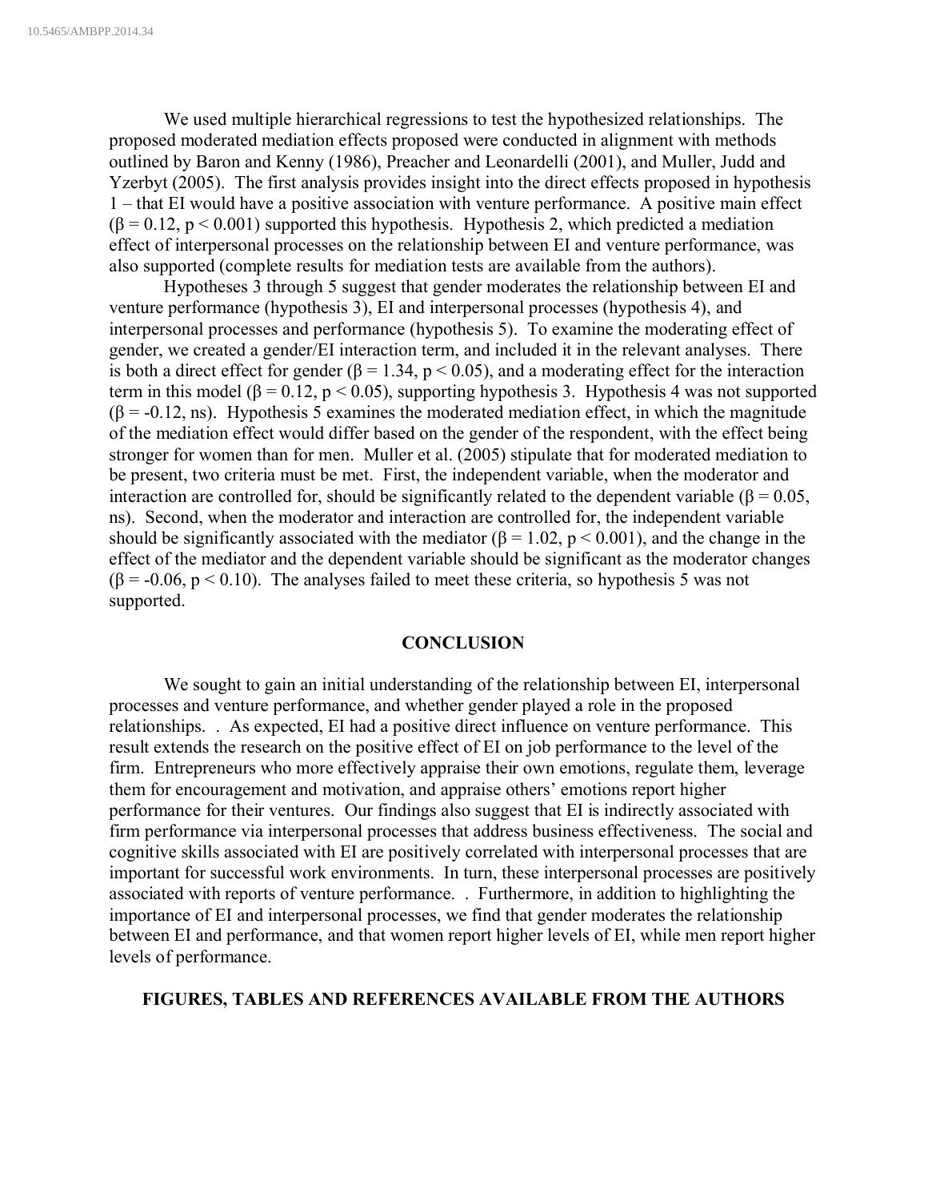We used multiple hierarchical regressions to test the hypothesized relationships. The proposed moderated mediation effects proposed were conducted in alignment with methods outlined by Baron and Kenny (1986), Preacher and Leonardelli (2001), and Muller, Judd and Yzerbyt (2005). The first analysis provides insight into the direct effects proposed in hypothesis 1 – that EI would have a positive association with venture performance. A positive main effect ($\beta = 0.12$, $p < 0.001$) supported this hypothesis. Hypothesis 2, which predicted a mediation effect of interpersonal processes on the relationship between EI and venture performance, was also supported (complete results for mediation tests are available from the authors).

Hypotheses 3 through 5 suggest that gender moderates the relationship between EI and venture performance (hypothesis 3), EI and interpersonal processes (hypothesis 4), and interpersonal processes and performance (hypothesis 5). To examine the moderating effect of gender, we created a gender/EI interaction term, and included it in the relevant analyses. There is both a direct effect for gender ($\beta = 1.34$, $p < 0.05$), and a moderating effect for the interaction term in this model ($\beta = 0.12$, $p < 0.05$), supporting hypothesis 3. Hypothesis 4 was not supported ($\beta = -0.12$, ns). Hypothesis 5 examines the moderated mediation effect, in which the magnitude of the mediation effect would differ based on the gender of the respondent, with the effect being stronger for women than for men. Muller et al. (2005) stipulate that for moderated mediation to be present, two criteria must be met. First, the independent variable, when the moderator and interaction are controlled for, should be significantly related to the dependent variable ($\beta = 0.05$, ns). Second, when the moderator and interaction are controlled for, the independent variable should be significantly associated with the mediator ($\beta = 1.02$, $p < 0.001$), and the change in the effect of the mediator and the dependent variable should be significant as the moderator changes ($\beta = -0.06$, $p < 0.10$). The analyses failed to meet these criteria, so hypothesis 5 was not supported.

## CONCLUSION

We sought to gain an initial understanding of the relationship between EI, interpersonal processes and venture performance, and whether gender played a role in the proposed relationships. . As expected, EI had a positive direct influence on venture performance. This result extends the research on the positive effect of EI on job performance to the level of the firm. Entrepreneurs who more effectively appraise their own emotions, regulate them, leverage them for encouragement and motivation, and appraise others' emotions report higher performance for their ventures. Our findings also suggest that EI is indirectly associated with firm performance via interpersonal processes that address business effectiveness. The social and cognitive skills associated with EI are positively correlated with interpersonal processes that are important for successful work environments. In turn, these interpersonal processes are positively associated with reports of venture performance. . Furthermore, in addition to highlighting the importance of EI and interpersonal processes, we find that gender moderates the relationship between EI and performance, and that women report higher levels of EI, while men report higher levels of performance.

**FIGURES, TABLES AND REFERENCES AVAILABLE FROM THE AUTHORS**